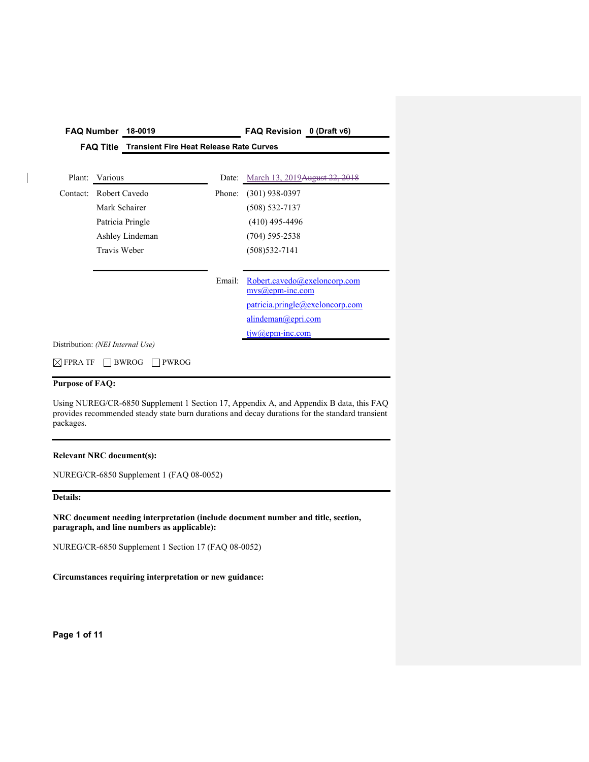**FAQ Number** 18-0019 **FAQ Revision** 0 (Draft v6)

**FAQ Title** **Transient Fire Heat Release Rate Curves**

| | | | |
|---|---|---|---|
| Plant: | Various | Date: | March 13, 2019~~August 22, 2018~~ |
| Contact: | Robert Cavedo | Phone: | (301) 938-0397 |
| | Mark Schairer | | (508) 532-7137 |
| | Patricia Pringle | | (410) 495-4496 |
| | Ashley Lindeman | | (704) 595-2538 |
| | Travis Weber | | (508)532-7141 |
| | | Email: | Robert.cavedo@exeloncorp.com<br>mvs@epm-inc.com |
| | | | patricia.pringle@exeloncorp.com |
| | | | alindeman@epri.com |
| | | | tjw@epm-inc.com |

Distribution: *(NEI Internal Use)*

☒ FPRA TF ☐ BWROG ☐ PWROG

**Purpose of FAQ:**

Using NUREG/CR-6850 Supplement 1 Section 17, Appendix A, and Appendix B data, this FAQ provides recommended steady state burn durations and decay durations for the standard transient packages.

**Relevant NRC document(s):**

NUREG/CR-6850 Supplement 1 (FAQ 08-0052)

**Details:**

**NRC document needing interpretation (include document number and title, section, paragraph, and line numbers as applicable):**

NUREG/CR-6850 Supplement 1 Section 17 (FAQ 08-0052)

**Circumstances requiring interpretation or new guidance:**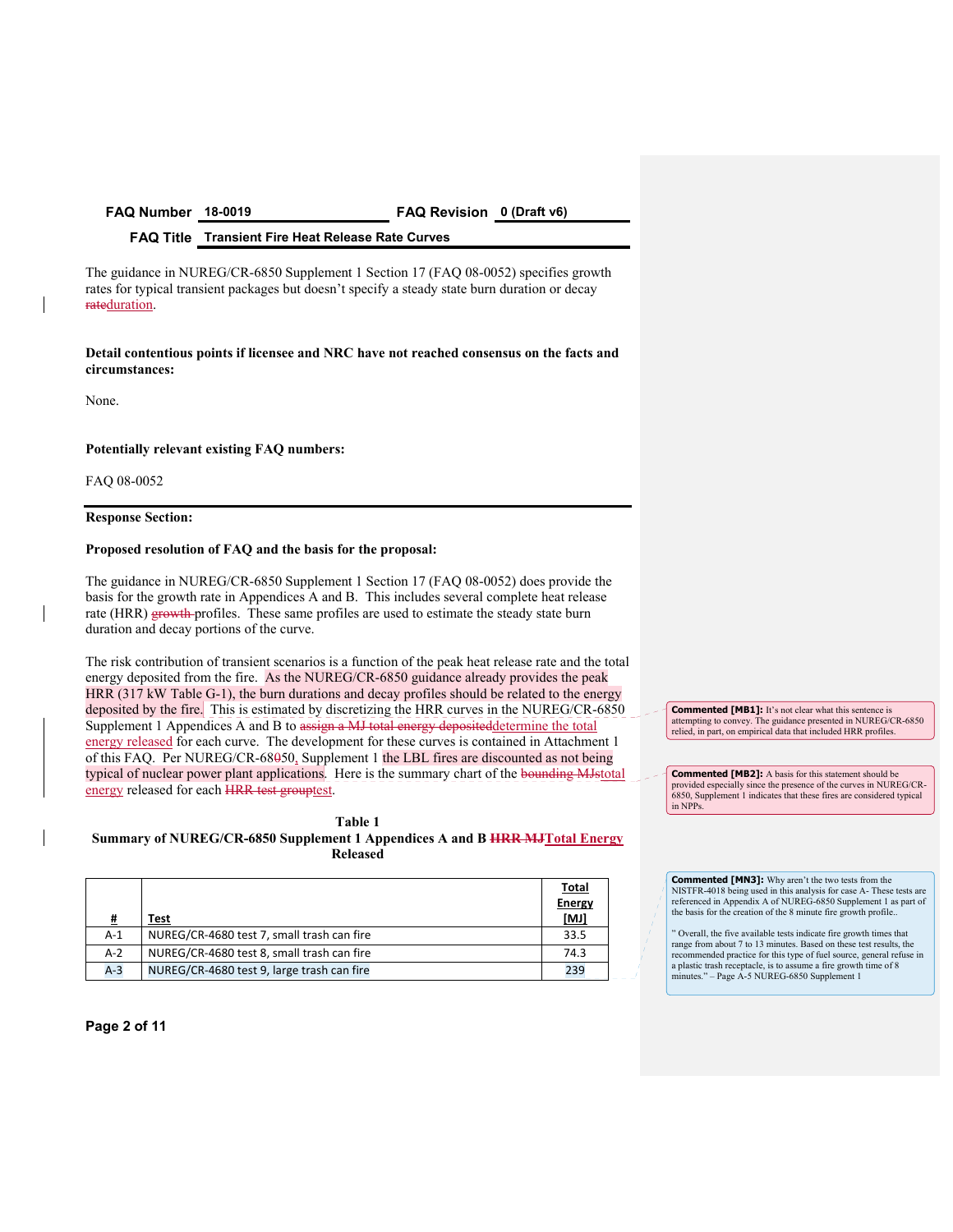| FAQ Number | 18-0019 | FAQ Revision | 0 (Draft v6) |
|---|---|---|---|
| FAQ Title | Transient Fire Heat Release Rate Curves | | |

The guidance in NUREG/CR-6850 Supplement 1 Section 17 (FAQ 08-0052) specifies growth rates for typical transient packages but doesn't specify a steady state burn duration or decay ~~rate~~duration.

**Detail contentious points if licensee and NRC have not reached consensus on the facts and circumstances:**

None.

**Potentially relevant existing FAQ numbers:**

FAQ 08-0052

---

**Response Section:**

**Proposed resolution of FAQ and the basis for the proposal:**

The guidance in NUREG/CR-6850 Supplement 1 Section 17 (FAQ 08-0052) does provide the basis for the growth rate in Appendices A and B. This includes several complete heat release rate (HRR) ~~growth~~ profiles. These same profiles are used to estimate the steady state burn duration and decay portions of the curve.

The risk contribution of transient scenarios is a function of the peak heat release rate and the total energy deposited from the fire. As the NUREG/CR-6850 guidance already provides the peak HRR (317 kW Table G-1), the burn durations and decay profiles should be related to the energy deposited by the fire. This is estimated by discretizing the HRR curves in the NUREG/CR-6850 Supplement 1 Appendices A and B to ~~assign a MJ total energy deposited~~determine the total energy released for each curve. The development for these curves is contained in Attachment 1 of this FAQ. Per NUREG/CR-68~~0~~50, Supplement 1 the LBL fires are discounted as not being typical of nuclear power plant applications. Here is the summary chart of the ~~bounding MJs~~total energy released for each ~~HRR test group~~test.

**Table 1**
**Summary of NUREG/CR-6850 Supplement 1 Appendices A and B ~~HRR MJ~~Total Energy Released**

| # | Test | Total Energy [MJ] |
|---|---|---|
| A-1 | NUREG/CR-4680 test 7, small trash can fire | 33.5 |
| A-2 | NUREG/CR-4680 test 8, small trash can fire | 74.3 |
| A-3 | NUREG/CR-4680 test 9, large trash can fire | 239 |

**Commented [MB1]:** It's not clear what this sentence is attempting to convey. The guidance presented in NUREG/CR-6850 relied, in part, on empirical data that included HRR profiles.

**Commented [MB2]:** A basis for this statement should be provided especially since the presence of the curves in NUREG/CR-6850, Supplement 1 indicates that these fires are considered typical in NPPs.

**Commented [MN3]:** Why aren't the two tests from the NISTFR-4018 being used in this analysis for case A- These tests are referenced in Appendix A of NUREG-6850 Supplement 1 as part of the basis for the creation of the 8 minute fire growth profile..

" Overall, the five available tests indicate fire growth times that range from about 7 to 13 minutes. Based on these test results, the recommended practice for this type of fuel source, general refuse in a plastic trash receptacle, is to assume a fire growth time of 8 minutes." – Page A-5 NUREG-6850 Supplement 1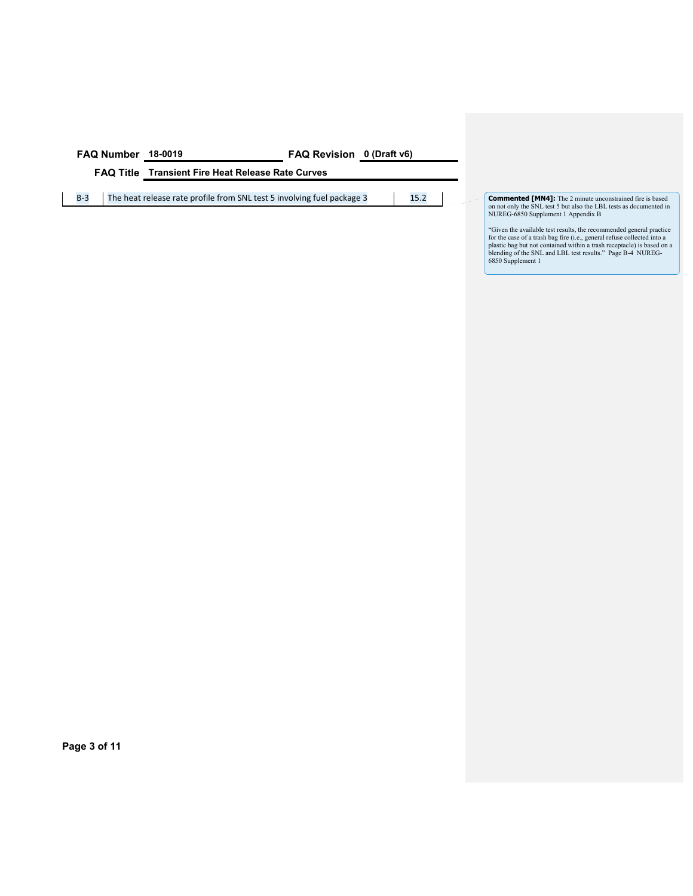**FAQ Number** 18-0019 **FAQ Revision** 0 (Draft v6)

**FAQ Title** **Transient Fire Heat Release Rate Curves**

| | | |
|---|---|---|
| B-3 | The heat release rate profile from SNL test 5 involving fuel package 3 | 15.2 |

**Commented [MN4]:** The 2 minute unconstrained fire is based on not only the SNL test 5 but also the LBL tests as documented in NUREG-6850 Supplement 1 Appendix B

"Given the available test results, the recommended general practice for the case of a trash bag fire (i.e., general refuse collected into a plastic bag but not contained within a trash receptacle) is based on a blending of the SNL and LBL test results." Page B-4 NUREG-6850 Supplement 1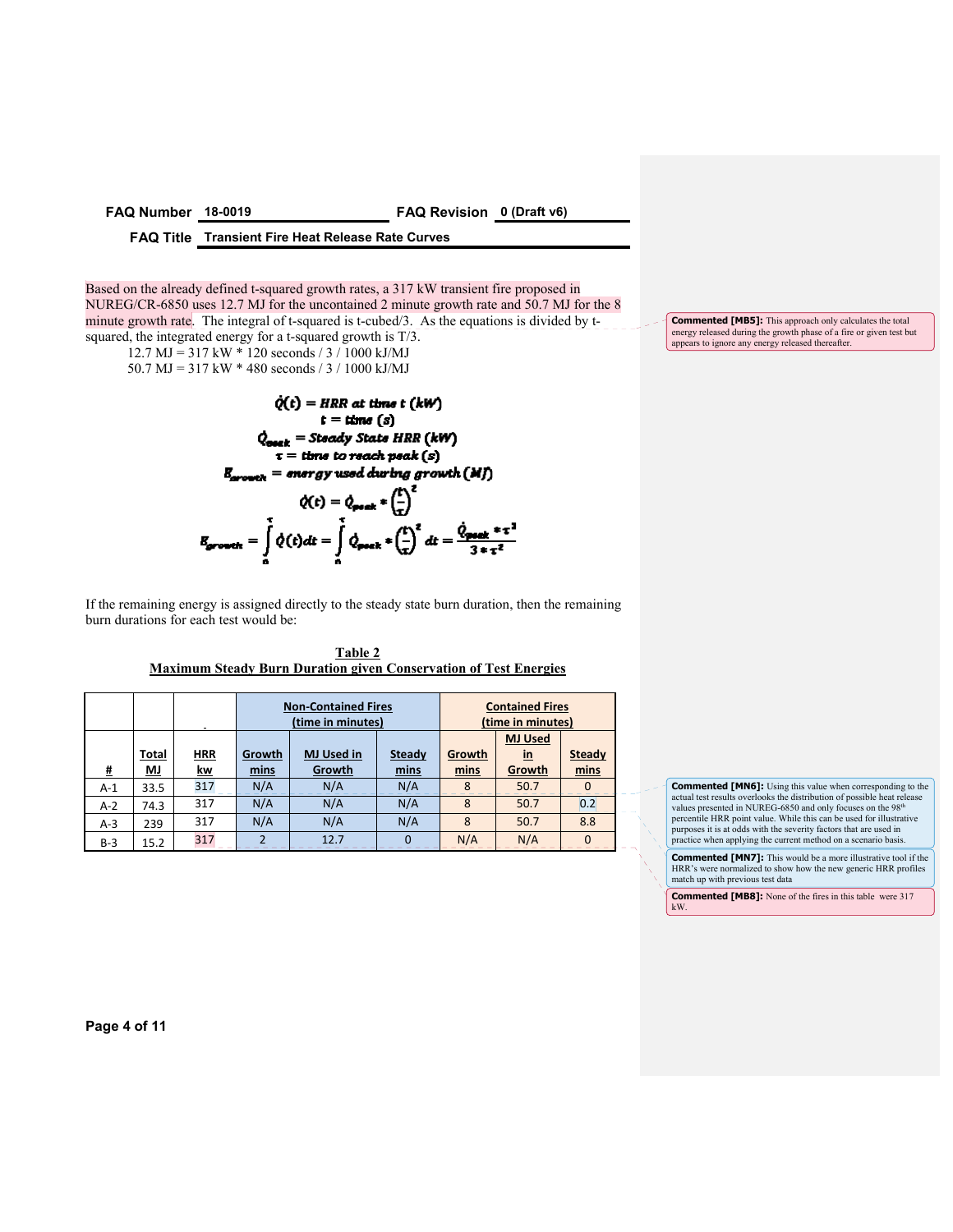| FAQ Number | 18-0019 | FAQ Revision | 0 (Draft v6) |
|---|---|---|---|
| **FAQ Title** | **Transient Fire Heat Release Rate Curves** | | |

Based on the already defined t-squared growth rates, a 317 kW transient fire proposed in NUREG/CR-6850 uses 12.7 MJ for the uncontained 2 minute growth rate and 50.7 MJ for the 8 minute growth rate. The integral of t-squared is t-cubed/3. As the equations is divided by t-squared, the integrated energy for a t-squared growth is T/3.

12.7 MJ = 317 kW * 120 seconds / 3 / 1000 kJ/MJ
50.7 MJ = 317 kW * 480 seconds / 3 / 1000 kJ/MJ

$$\dot{Q}(t) = HRR\ at\ time\ t\ (kW)$$

$$t = time\ (s)$$

$$\dot{Q}_{peak} = Steady\ State\ HRR\ (kW)$$

$$\tau = time\ to\ reach\ peak\ (s)$$

$$E_{growth} = energy\ used\ during\ growth\ (MJ)$$

$$\dot{Q}(t) = \dot{Q}_{peak} * \left(\frac{t}{\tau}\right)^2$$

$$E_{growth} = \int_0^\tau \dot{Q}(t)dt = \int_0^\tau \dot{Q}_{peak} * \left(\frac{t}{\tau}\right)^2 dt = \frac{\dot{Q}_{peak} * \tau^3}{3 * \tau^2}$$

If the remaining energy is assigned directly to the steady state burn duration, then the remaining burn durations for each test would be:

**Table 2**
**Maximum Steady Burn Duration given Conservation of Test Energies**

| | | | Non-Contained Fires (time in minutes) | | | Contained Fires (time in minutes) | | |
|---|---|---|---|---|---|---|---|---|
| **#** | **Total MJ** | **HRR kw** | **Growth mins** | **MJ Used in Growth** | **Steady mins** | **Growth mins** | **MJ Used in Growth** | **Steady mins** |
| A-1 | 33.5 | 317 | N/A | N/A | N/A | 8 | 50.7 | 0 |
| A-2 | 74.3 | 317 | N/A | N/A | N/A | 8 | 50.7 | 0.2 |
| A-3 | 239 | 317 | N/A | N/A | N/A | 8 | 50.7 | 8.8 |
| B-3 | 15.2 | 317 | 2 | 12.7 | 0 | N/A | N/A | 0 |

**Commented [MB5]:** This approach only calculates the total energy released during the growth phase of a fire or given test but appears to ignore any energy released thereafter.

**Commented [MN6]:** Using this value when corresponding to the actual test results overlooks the distribution of possible heat release values presented in NUREG-6850 and only focuses on the 98th percentile HRR point value. While this can be used for illustrative purposes it is at odds with the severity factors that are used in practice when applying the current method on a scenario basis.

**Commented [MN7]:** This would be a more illustrative tool if the HRR's were normalized to show how the new generic HRR profiles match up with previous test data

**Commented [MB8]:** None of the fires in this table were 317 kW.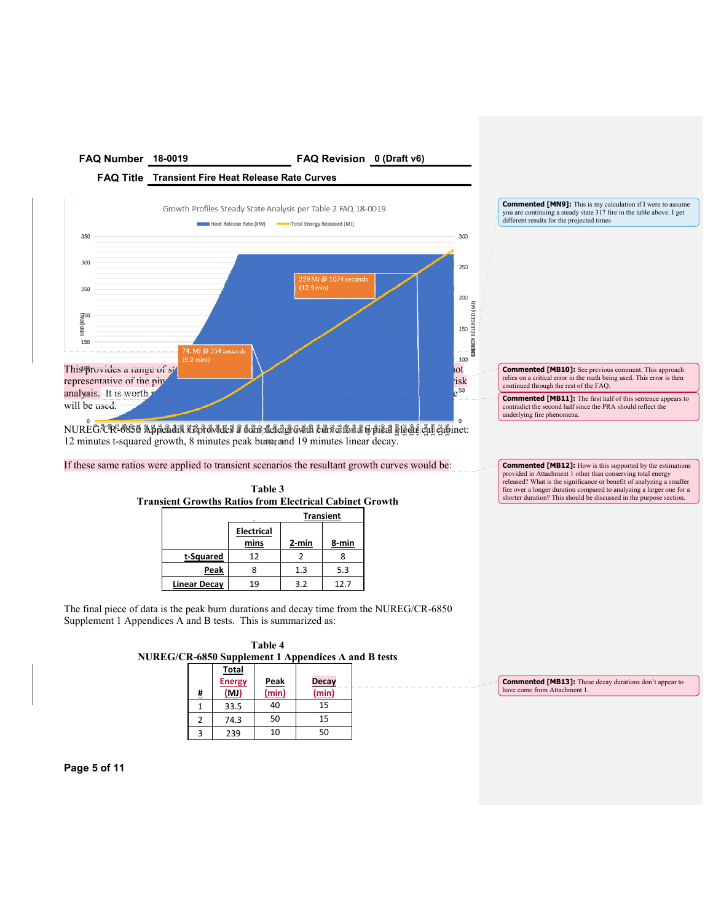**FAQ Number** 18-0019 **FAQ Revision** 0 (Draft v6)

**FAQ Title** Transient Fire Heat Release Rate Curves

Growth Profiles Steady State Analysis per Table 2 FAQ 18-0019

This provides a range of s... representative of the ph... analysis. It is worth ... will be used.

NUREG/CR-6850 Appendix G provides a complete growth curve for a typical electrical cabinet: 12 minutes t-squared growth, 8 minutes peak burn and 19 minutes linear decay.

If these same ratios were applied to transient scenarios the resultant growth curves would be:

**Table 3**
**Transient Growths Ratios from Electrical Cabinet Growth**

| | Electrical mins | Transient 2-min | 8-min |
|---|---|---|---|
| t-Squared | 12 | 2 | 8 |
| Peak | 8 | 1.3 | 5.3 |
| Linear Decay | 19 | 3.2 | 12.7 |

The final piece of data is the peak burn durations and decay time from the NUREG/CR-6850 Supplement 1 Appendices A and B tests. This is summarized as:

**Table 4**
**NUREG/CR-6850 Supplement 1 Appendices A and B tests**

| # | Total Energy (MJ) | Peak (min) | Decay (min) |
|---|---|---|---|
| 1 | 33.5 | 40 | 15 |
| 2 | 74.3 | 50 | 15 |
| 3 | 239 | 10 | 50 |

**Commented [MN9]:** This is my calculation if I were to assume you are continuing a steady state 317 fire in the table above. I get different results for the projected times

**Commented [MB10]:** See previous comment. This approach relies on a critical error in the math being used. This error is then continued through the rest of the FAQ.

**Commented [MB11]:** The first half of this sentence appears to contradict the second half since the PRA should reflect the underlying fire phenomena.

**Commented [MB12]:** How is this supported by the estimations provided in Attachment 1 other than conserving total energy released? What is the significance or benefit of analyzing a smaller fire over a longer duration compared to analyzing a larger one for a shorter duration? This should be discussed in the purpose section.

**Commented [MB13]:** These decay durations don't appear to have come from Attachment 1.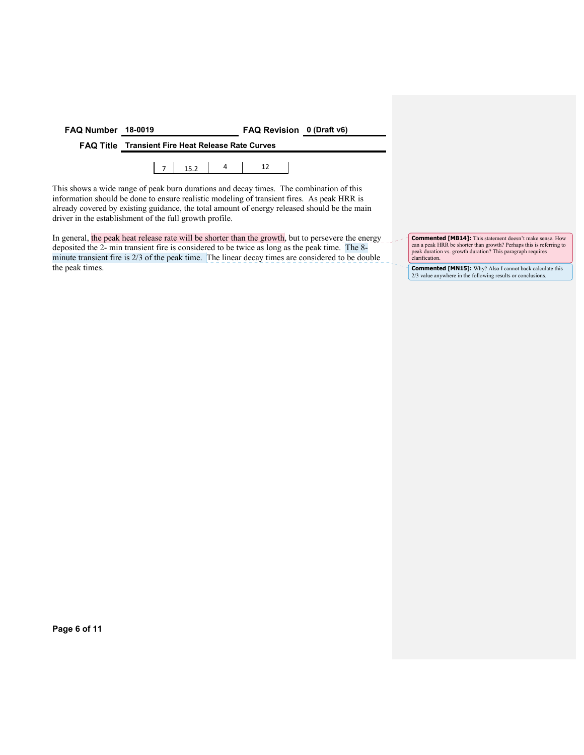| 7 | 15.2 | 4 | 12 |
|---|---|---|---|

This shows a wide range of peak burn durations and decay times. The combination of this information should be done to ensure realistic modeling of transient fires. As peak HRR is already covered by existing guidance, the total amount of energy released should be the main driver in the establishment of the full growth profile.

In general, the peak heat release rate will be shorter than the growth, but to persevere the energy deposited the 2- min transient fire is considered to be twice as long as the peak time. The 8-minute transient fire is 2/3 of the peak time. The linear decay times are considered to be double the peak times.

**Commented [MB14]:** This statement doesn't make sense. How can a peak HRR be shorter than growth? Perhaps this is referring to peak duration vs. growth duration? This paragraph requires clarification.

**Commented [MN15]:** Why? Also I cannot back calculate this 2/3 value anywhere in the following results or conclusions.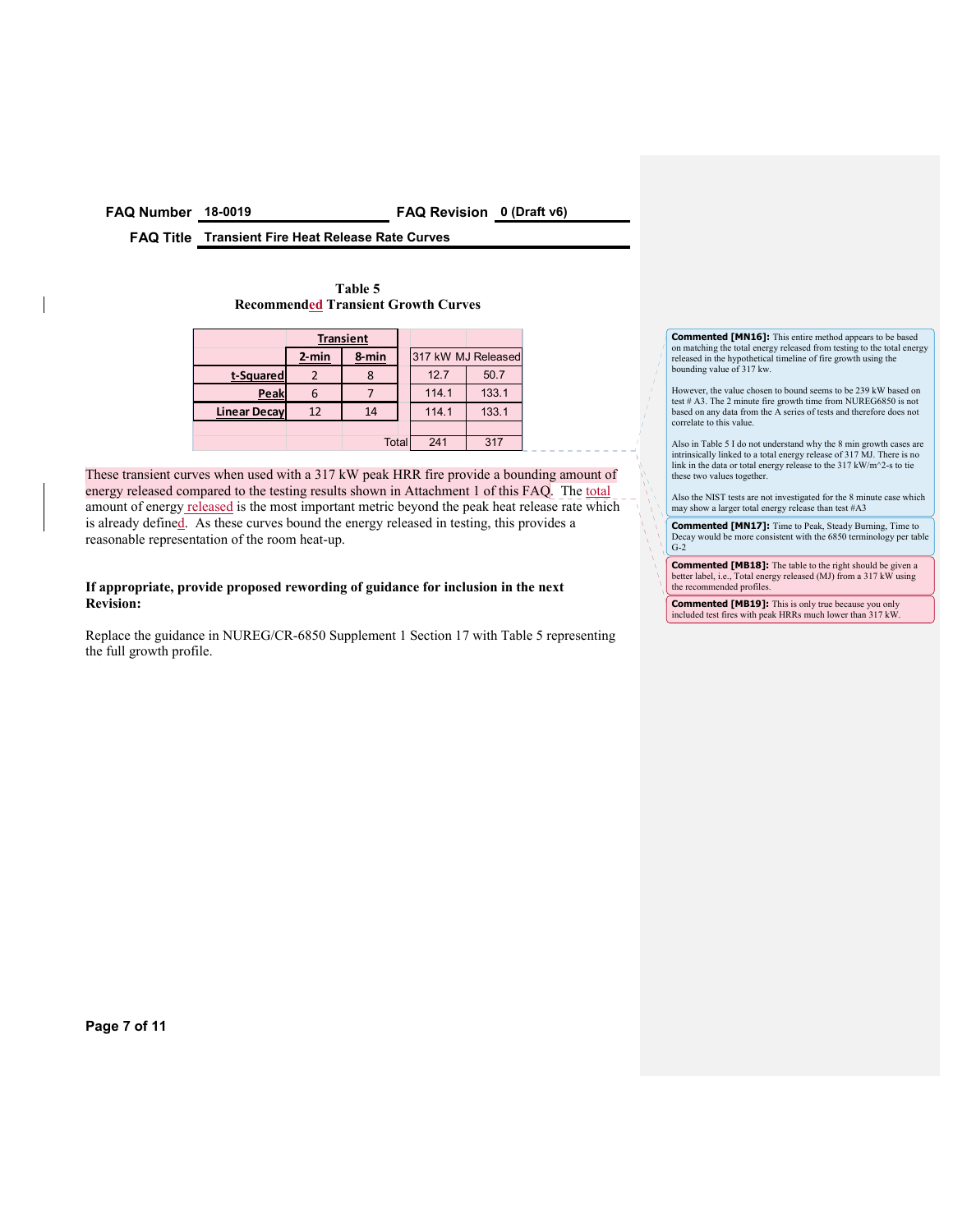FAQ Number 18-0019 FAQ Revision 0 (Draft v6)

FAQ Title Transient Fire Heat Release Rate Curves

**Table 5**
**Recommended Transient Growth Curves**

| | Transient | | 317 kW MJ Released | |
|---|---|---|---|---|
| | 2-min | 8-min | | |
| t-Squared | 2 | 8 | 12.7 | 50.7 |
| Peak | 6 | 7 | 114.1 | 133.1 |
| Linear Decay | 12 | 14 | 114.1 | 133.1 |
| | | | | |
| | | Total | 241 | 317 |

These transient curves when used with a 317 kW peak HRR fire provide a bounding amount of energy released compared to the testing results shown in Attachment 1 of this FAQ. The total amount of energy released is the most important metric beyond the peak heat release rate which is already defined. As these curves bound the energy released in testing, this provides a reasonable representation of the room heat-up.

**If appropriate, provide proposed rewording of guidance for inclusion in the next Revision:**

Replace the guidance in NUREG/CR-6850 Supplement 1 Section 17 with Table 5 representing the full growth profile.

**Commented [MN16]:** This entire method appears to be based on matching the total energy released from testing to the total energy released in the hypothetical timeline of fire growth using the bounding value of 317 kw.

However, the value chosen to bound seems to be 239 kW based on test # A3. The 2 minute fire growth time from NUREG6850 is not based on any data from the A series of tests and therefore does not correlate to this value.

Also in Table 5 I do not understand why the 8 min growth cases are intrinsically linked to a total energy release of 317 MJ. There is no link in the data or total energy release to the 317 kW/m^2-s to tie these two values together.

Also the NIST tests are not investigated for the 8 minute case which may show a larger total energy release than test #A3

**Commented [MN17]:** Time to Peak, Steady Burning, Time to Decay would be more consistent with the 6850 terminology per table G-2

**Commented [MB18]:** The table to the right should be given a better label, i.e., Total energy released (MJ) from a 317 kW using the recommended profiles.

**Commented [MB19]:** This is only true because you only included test fires with peak HRRs much lower than 317 kW.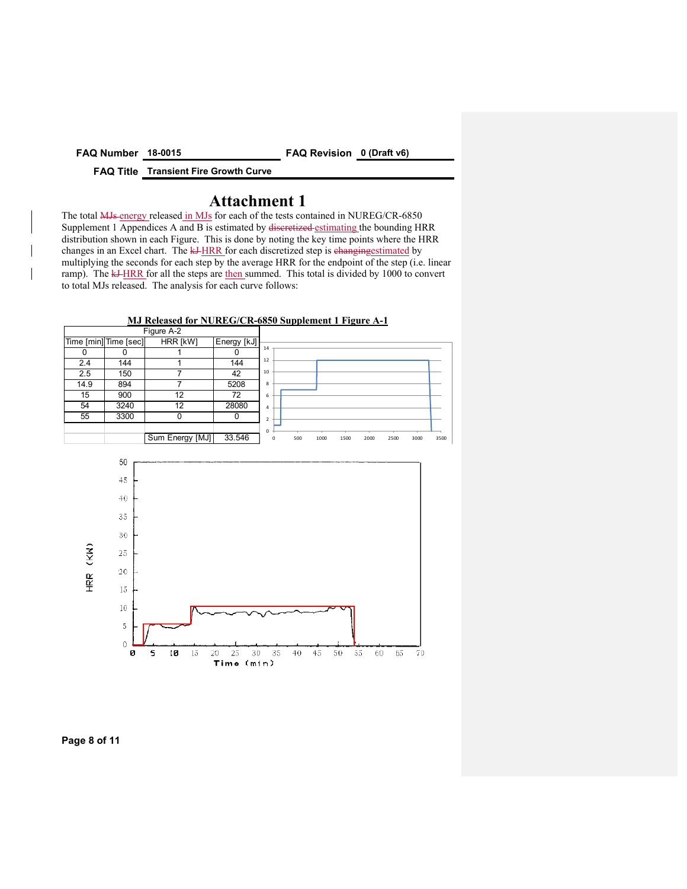**FAQ Number** 18-0015 **FAQ Revision** 0 (Draft v6)

**FAQ Title** Transient Fire Growth Curve

# Attachment 1

The total energy released in MJs for each of the tests contained in NUREG/CR-6850 Supplement 1 Appendices A and B is estimated by estimating the bounding HRR distribution shown in each Figure. This is done by noting the key time points where the HRR changes in an Excel chart. The HRR for each discretized step is estimated by multiplying the seconds for each step by the average HRR for the endpoint of the step (i.e. linear ramp). The HRR for all the steps are then summed. This total is divided by 1000 to convert to total MJs released. The analysis for each curve follows:

**MJ Released for NUREG/CR-6850 Supplement 1 Figure A-1**

| Figure A-2 | | | |
|---|---|---|---|
| Time [min] | Time [sec] | HRR [kW] | Energy [kJ] |
| 0 | 0 | 1 | 0 |
| 2.4 | 144 | 1 | 144 |
| 2.5 | 150 | 7 | 42 |
| 14.9 | 894 | 7 | 5208 |
| 15 | 900 | 12 | 72 |
| 54 | 3240 | 12 | 28080 |
| 55 | 3300 | 0 | 0 |
| | | | |
| | | Sum Energy [MJ] | 33.546 |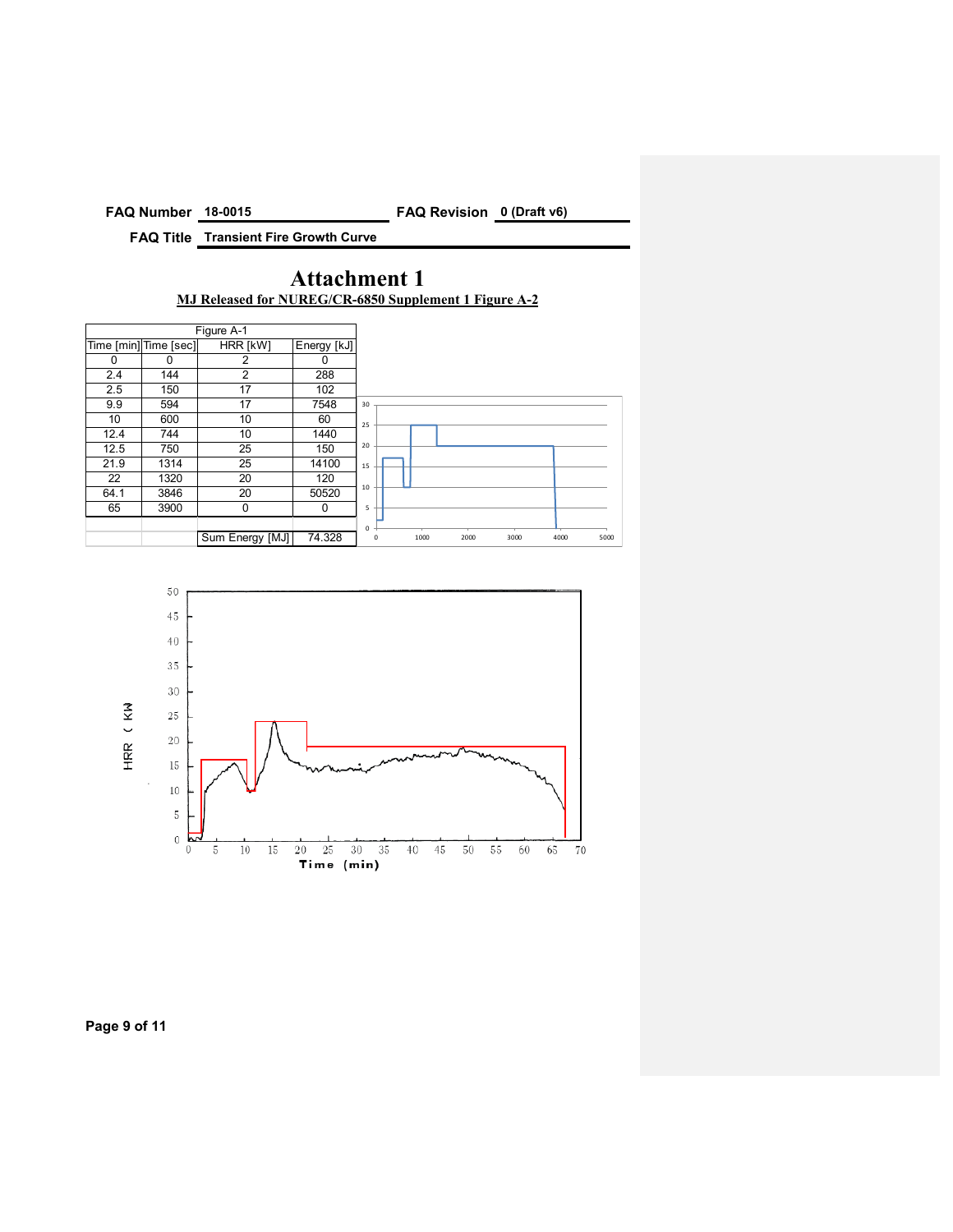FAQ Number 18-0015 FAQ Revision 0 (Draft v6)

FAQ Title Transient Fire Growth Curve

# Attachment 1

**MJ Released for NUREG/CR-6850 Supplement 1 Figure A-2**

| Figure A-1 | | | |
|---|---|---|---|
| Time [min] | Time [sec] | HRR [kW] | Energy [kJ] |
| 0 | 0 | 2 | 0 |
| 2.4 | 144 | 2 | 288 |
| 2.5 | 150 | 17 | 102 |
| 9.9 | 594 | 17 | 7548 |
| 10 | 600 | 10 | 60 |
| 12.4 | 744 | 10 | 1440 |
| 12.5 | 750 | 25 | 150 |
| 21.9 | 1314 | 25 | 14100 |
| 22 | 1320 | 20 | 120 |
| 64.1 | 3846 | 20 | 50520 |
| 65 | 3900 | 0 | 0 |
| | | | |
| | | Sum Energy [MJ] | 74.328 |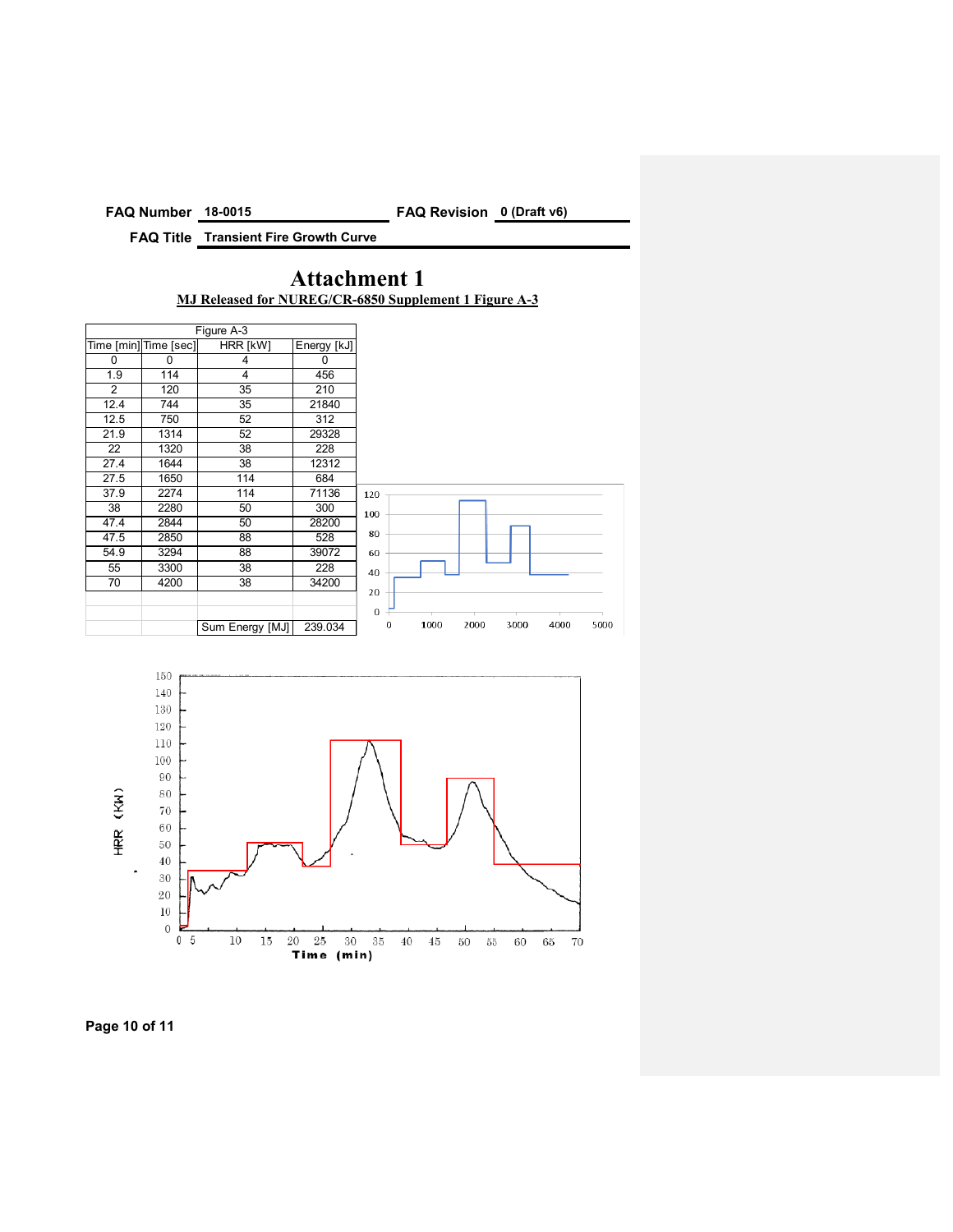| FAQ Number | 18-0015 | FAQ Revision | 0 (Draft v6) |
|---|---|---|---|
| FAQ Title | Transient Fire Growth Curve | | |

# Attachment 1

**MJ Released for NUREG/CR-6850 Supplement 1 Figure A-3**

| Figure A-3 | | | |
|---|---|---|---|
| Time [min] | Time [sec] | HRR [kW] | Energy [kJ] |
| 0 | 0 | 4 | 0 |
| 1.9 | 114 | 4 | 456 |
| 2 | 120 | 35 | 210 |
| 12.4 | 744 | 35 | 21840 |
| 12.5 | 750 | 52 | 312 |
| 21.9 | 1314 | 52 | 29328 |
| 22 | 1320 | 38 | 228 |
| 27.4 | 1644 | 38 | 12312 |
| 27.5 | 1650 | 114 | 684 |
| 37.9 | 2274 | 114 | 71136 |
| 38 | 2280 | 50 | 300 |
| 47.4 | 2844 | 50 | 28200 |
| 47.5 | 2850 | 88 | 528 |
| 54.9 | 3294 | 88 | 39072 |
| 55 | 3300 | 38 | 228 |
| 70 | 4200 | 38 | 34200 |
| | | | |
| | | Sum Energy [MJ] | 239.034 |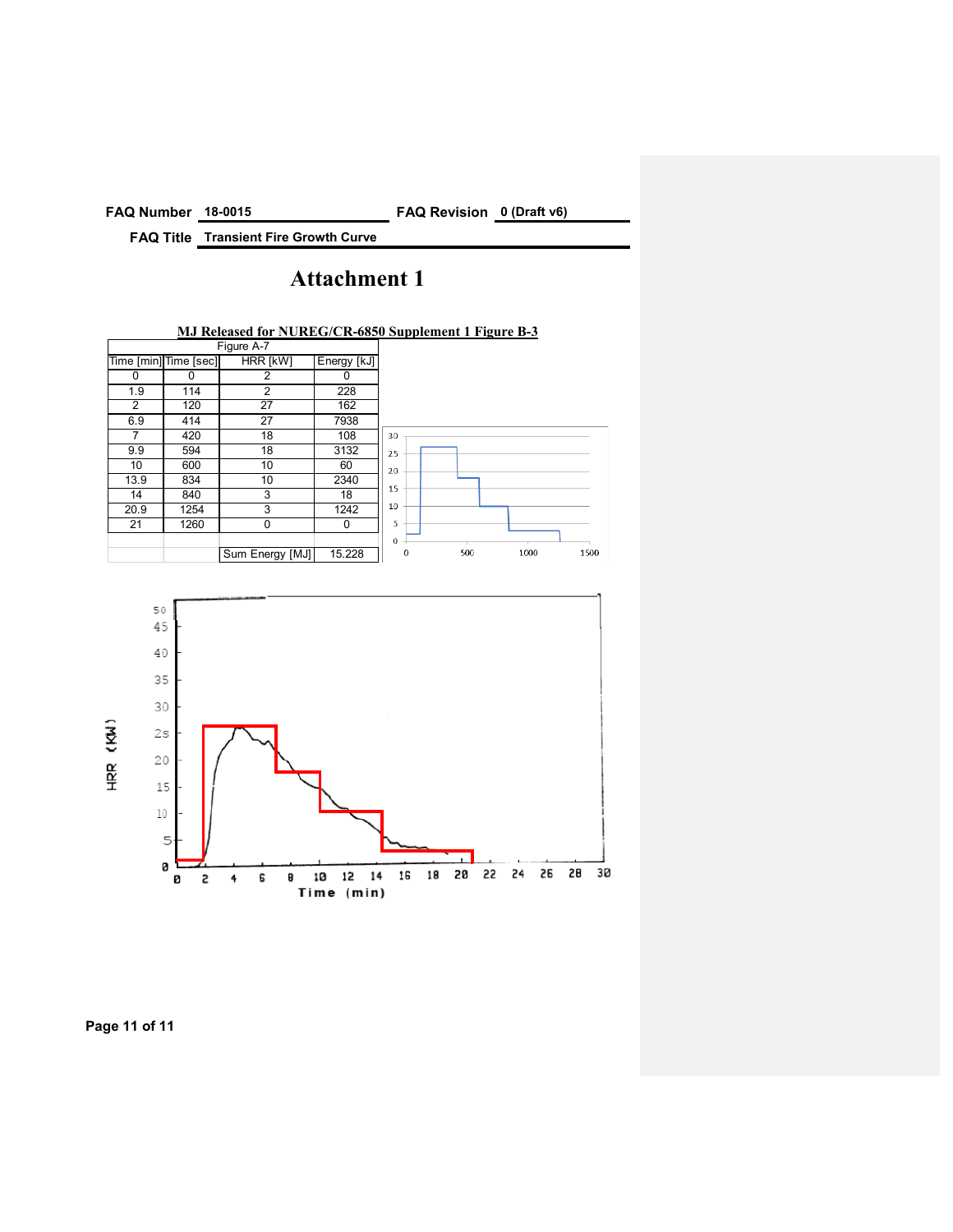FAQ Number 18-0015 FAQ Revision 0 (Draft v6)

FAQ Title Transient Fire Growth Curve

# Attachment 1

**MJ Released for NUREG/CR-6850 Supplement 1 Figure B-3**

| Figure A-7 | | | |
|---|---|---|---|
| Time [min] | Time [sec] | HRR [kW] | Energy [kJ] |
| 0 | 0 | 2 | 0 |
| 1.9 | 114 | 2 | 228 |
| 2 | 120 | 27 | 162 |
| 6.9 | 414 | 27 | 7938 |
| 7 | 420 | 18 | 108 |
| 9.9 | 594 | 18 | 3132 |
| 10 | 600 | 10 | 60 |
| 13.9 | 834 | 10 | 2340 |
| 14 | 840 | 3 | 18 |
| 20.9 | 1254 | 3 | 1242 |
| 21 | 1260 | 0 | 0 |
| | | | |
| | | Sum Energy [MJ] | 15.228 |

30
25
20
15
10
5
0
0 500 1000 1500

HRR (KW)
50
45
40
35
30
25
20
15
10
5
0
0 2 4 6 8 10 12 14 16 18 20 22 24 26 28 30
Time (min)